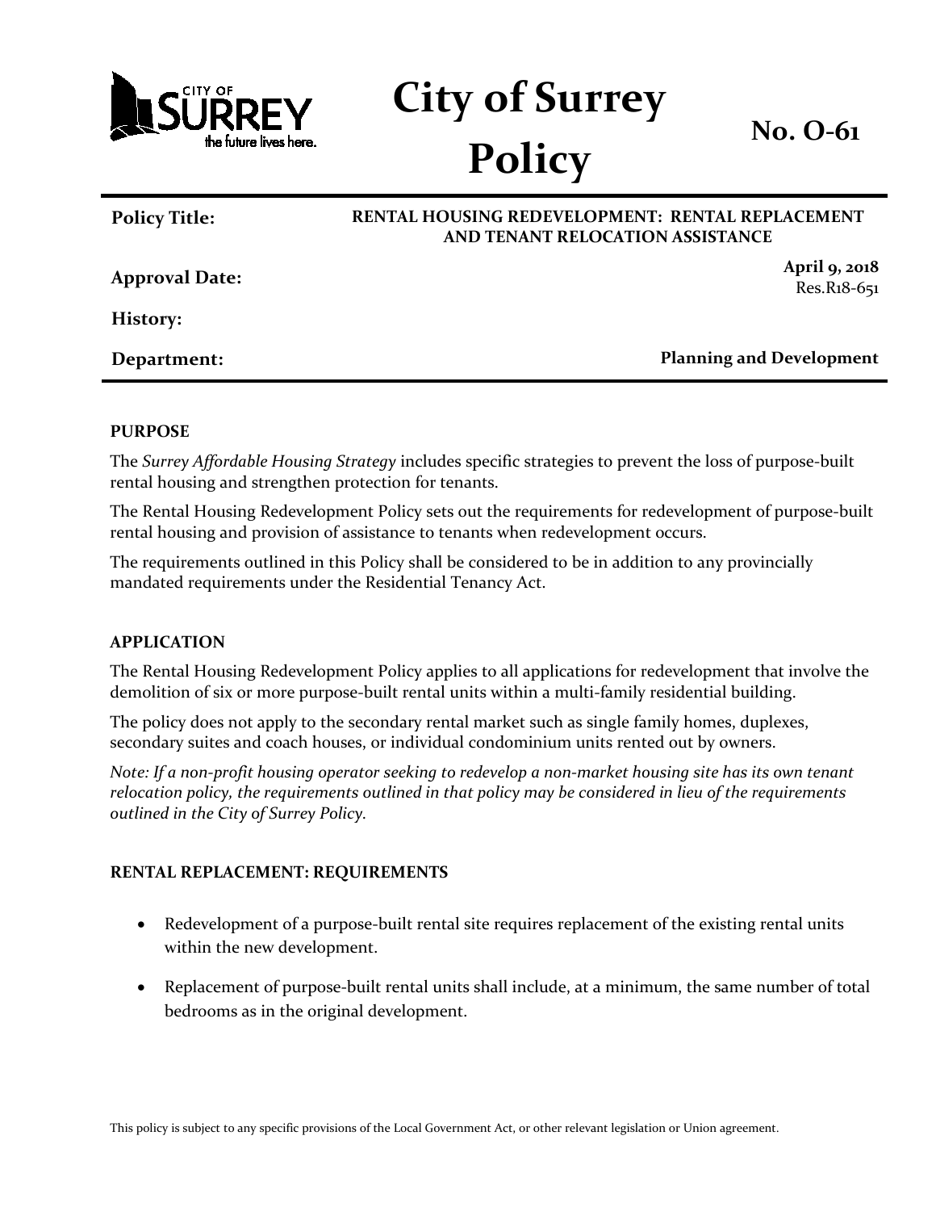# City of Surrey Policy

**No. O-61**

| | |
|---|---|
| **Policy Title:** | **RENTAL HOUSING REDEVELOPMENT: RENTAL REPLACEMENT AND TENANT RELOCATION ASSISTANCE** |
| **Approval Date:** | **April 9, 2018** Res.R18-651 |
| **History:** | |
| **Department:** | **Planning and Development** |

**PURPOSE**

The *Surrey Affordable Housing Strategy* includes specific strategies to prevent the loss of purpose-built rental housing and strengthen protection for tenants.

The Rental Housing Redevelopment Policy sets out the requirements for redevelopment of purpose-built rental housing and provision of assistance to tenants when redevelopment occurs.

The requirements outlined in this Policy shall be considered to be in addition to any provincially mandated requirements under the Residential Tenancy Act.

**APPLICATION**

The Rental Housing Redevelopment Policy applies to all applications for redevelopment that involve the demolition of six or more purpose-built rental units within a multi-family residential building.

The policy does not apply to the secondary rental market such as single family homes, duplexes, secondary suites and coach houses, or individual condominium units rented out by owners.

*Note: If a non-profit housing operator seeking to redevelop a non-market housing site has its own tenant relocation policy, the requirements outlined in that policy may be considered in lieu of the requirements outlined in the City of Surrey Policy.*

**RENTAL REPLACEMENT: REQUIREMENTS**

- Redevelopment of a purpose-built rental site requires replacement of the existing rental units within the new development.
- Replacement of purpose-built rental units shall include, at a minimum, the same number of total bedrooms as in the original development.

This policy is subject to any specific provisions of the Local Government Act, or other relevant legislation or Union agreement.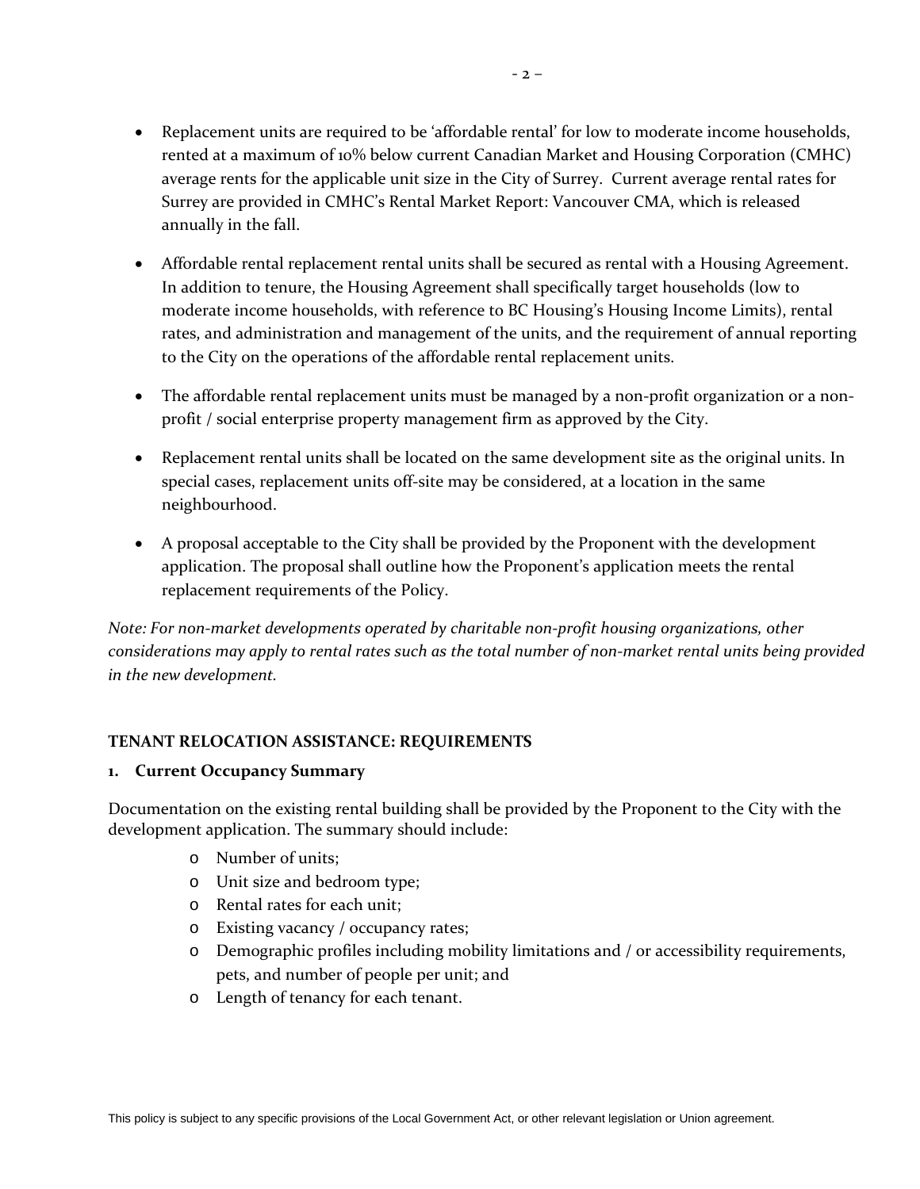- Replacement units are required to be 'affordable rental' for low to moderate income households, rented at a maximum of 10% below current Canadian Market and Housing Corporation (CMHC) average rents for the applicable unit size in the City of Surrey. Current average rental rates for Surrey are provided in CMHC's Rental Market Report: Vancouver CMA, which is released annually in the fall.
- Affordable rental replacement rental units shall be secured as rental with a Housing Agreement. In addition to tenure, the Housing Agreement shall specifically target households (low to moderate income households, with reference to BC Housing's Housing Income Limits), rental rates, and administration and management of the units, and the requirement of annual reporting to the City on the operations of the affordable rental replacement units.
- The affordable rental replacement units must be managed by a non-profit organization or a non-profit / social enterprise property management firm as approved by the City.
- Replacement rental units shall be located on the same development site as the original units. In special cases, replacement units off-site may be considered, at a location in the same neighbourhood.
- A proposal acceptable to the City shall be provided by the Proponent with the development application. The proposal shall outline how the Proponent's application meets the rental replacement requirements of the Policy.

*Note: For non-market developments operated by charitable non-profit housing organizations, other considerations may apply to rental rates such as the total number of non-market rental units being provided in the new development.*

## TENANT RELOCATION ASSISTANCE: REQUIREMENTS

### 1. Current Occupancy Summary

Documentation on the existing rental building shall be provided by the Proponent to the City with the development application. The summary should include:

- Number of units;
- Unit size and bedroom type;
- Rental rates for each unit;
- Existing vacancy / occupancy rates;
- Demographic profiles including mobility limitations and / or accessibility requirements, pets, and number of people per unit; and
- Length of tenancy for each tenant.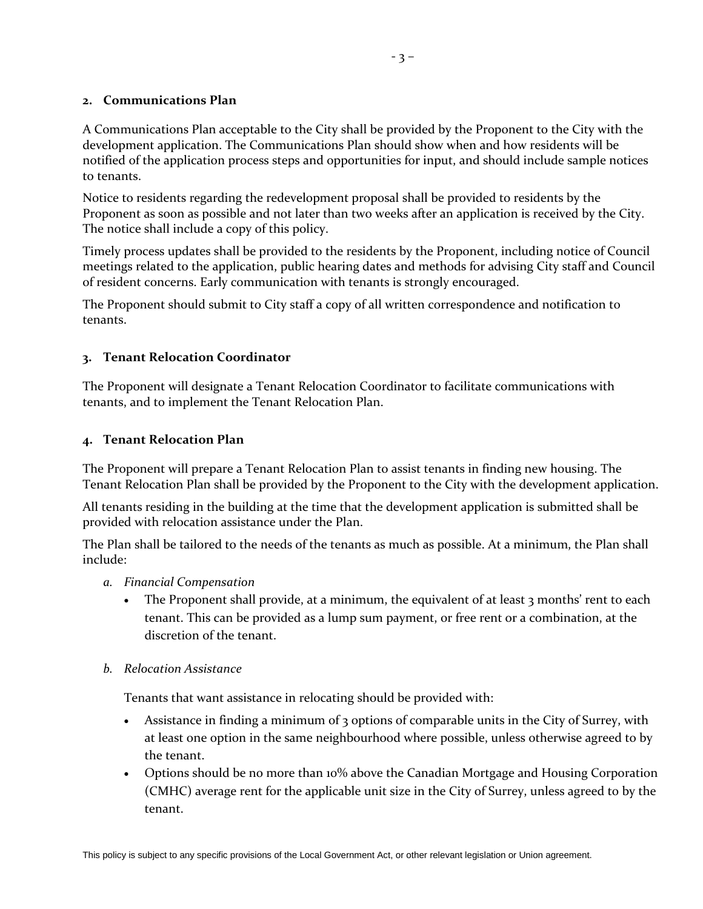## 2. Communications Plan

A Communications Plan acceptable to the City shall be provided by the Proponent to the City with the development application. The Communications Plan should show when and how residents will be notified of the application process steps and opportunities for input, and should include sample notices to tenants.

Notice to residents regarding the redevelopment proposal shall be provided to residents by the Proponent as soon as possible and not later than two weeks after an application is received by the City. The notice shall include a copy of this policy.

Timely process updates shall be provided to the residents by the Proponent, including notice of Council meetings related to the application, public hearing dates and methods for advising City staff and Council of resident concerns. Early communication with tenants is strongly encouraged.

The Proponent should submit to City staff a copy of all written correspondence and notification to tenants.

## 3. Tenant Relocation Coordinator

The Proponent will designate a Tenant Relocation Coordinator to facilitate communications with tenants, and to implement the Tenant Relocation Plan.

## 4. Tenant Relocation Plan

The Proponent will prepare a Tenant Relocation Plan to assist tenants in finding new housing. The Tenant Relocation Plan shall be provided by the Proponent to the City with the development application.

All tenants residing in the building at the time that the development application is submitted shall be provided with relocation assistance under the Plan.

The Plan shall be tailored to the needs of the tenants as much as possible. At a minimum, the Plan shall include:

*a. Financial Compensation*

- The Proponent shall provide, at a minimum, the equivalent of at least 3 months' rent to each tenant. This can be provided as a lump sum payment, or free rent or a combination, at the discretion of the tenant.

*b. Relocation Assistance*

Tenants that want assistance in relocating should be provided with:

- Assistance in finding a minimum of 3 options of comparable units in the City of Surrey, with at least one option in the same neighbourhood where possible, unless otherwise agreed to by the tenant.
- Options should be no more than 10% above the Canadian Mortgage and Housing Corporation (CMHC) average rent for the applicable unit size in the City of Surrey, unless agreed to by the tenant.

This policy is subject to any specific provisions of the Local Government Act, or other relevant legislation or Union agreement.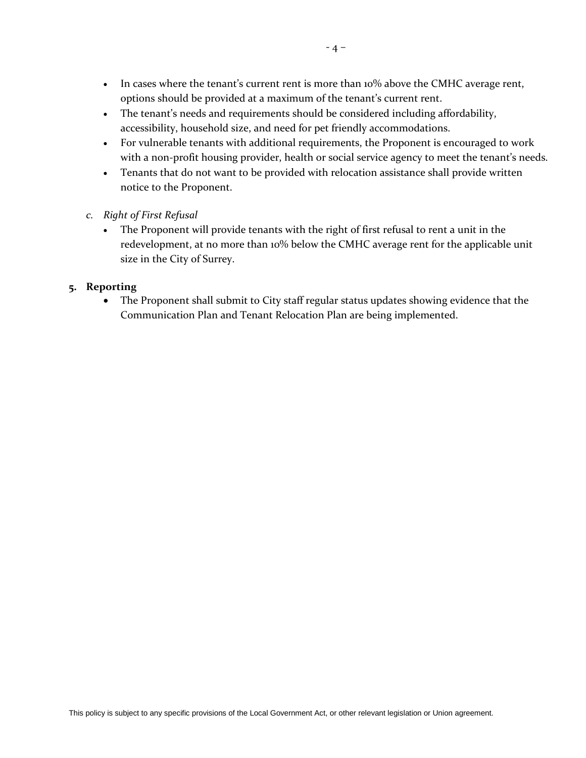- In cases where the tenant's current rent is more than 10% above the CMHC average rent, options should be provided at a maximum of the tenant's current rent.
- The tenant's needs and requirements should be considered including affordability, accessibility, household size, and need for pet friendly accommodations.
- For vulnerable tenants with additional requirements, the Proponent is encouraged to work with a non-profit housing provider, health or social service agency to meet the tenant's needs.
- Tenants that do not want to be provided with relocation assistance shall provide written notice to the Proponent.

c. *Right of First Refusal*

- The Proponent will provide tenants with the right of first refusal to rent a unit in the redevelopment, at no more than 10% below the CMHC average rent for the applicable unit size in the City of Surrey.

**5. Reporting**

- The Proponent shall submit to City staff regular status updates showing evidence that the Communication Plan and Tenant Relocation Plan are being implemented.

This policy is subject to any specific provisions of the Local Government Act, or other relevant legislation or Union agreement.